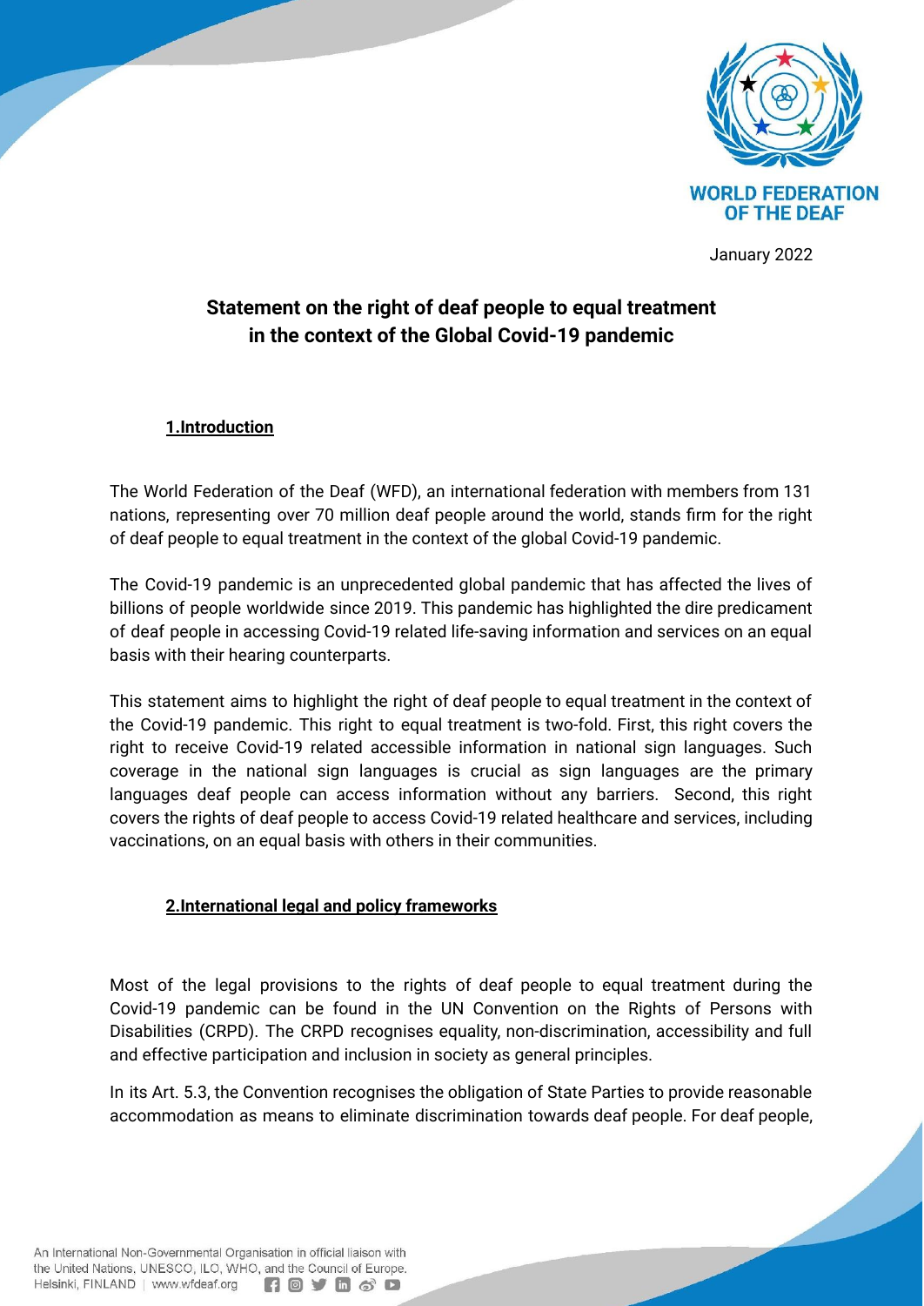WORLD FEDERATION OF THE DEAF

January 2022

# Statement on the right of deaf people to equal treatment in the context of the Global Covid-19 pandemic

## 1.Introduction

The World Federation of the Deaf (WFD), an international federation with members from 131 nations, representing over 70 million deaf people around the world, stands firm for the right of deaf people to equal treatment in the context of the global Covid-19 pandemic.

The Covid-19 pandemic is an unprecedented global pandemic that has affected the lives of billions of people worldwide since 2019. This pandemic has highlighted the dire predicament of deaf people in accessing Covid-19 related life-saving information and services on an equal basis with their hearing counterparts.

This statement aims to highlight the right of deaf people to equal treatment in the context of the Covid-19 pandemic. This right to equal treatment is two-fold. First, this right covers the right to receive Covid-19 related accessible information in national sign languages. Such coverage in the national sign languages is crucial as sign languages are the primary languages deaf people can access information without any barriers. Second, this right covers the rights of deaf people to access Covid-19 related healthcare and services, including vaccinations, on an equal basis with others in their communities.

## 2.International legal and policy frameworks

Most of the legal provisions to the rights of deaf people to equal treatment during the Covid-19 pandemic can be found in the UN Convention on the Rights of Persons with Disabilities (CRPD). The CRPD recognises equality, non-discrimination, accessibility and full and effective participation and inclusion in society as general principles.

In its Art. 5.3, the Convention recognises the obligation of State Parties to provide reasonable accommodation as means to eliminate discrimination towards deaf people. For deaf people,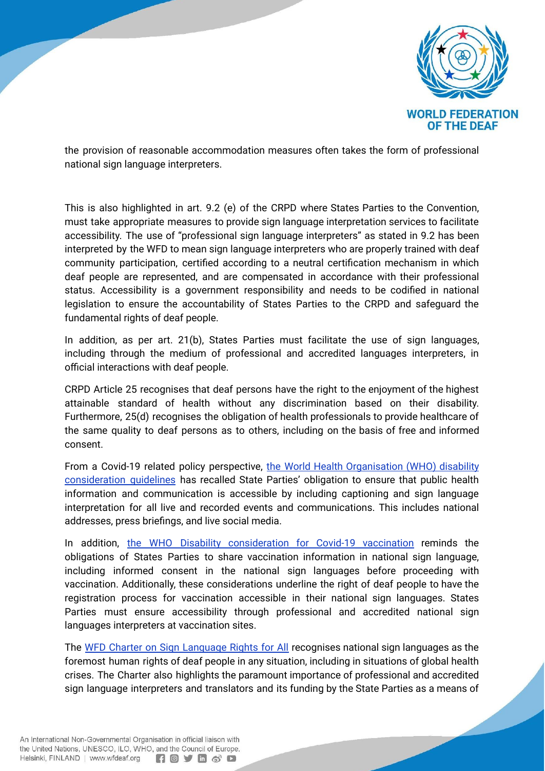the provision of reasonable accommodation measures often takes the form of professional national sign language interpreters.

This is also highlighted in art. 9.2 (e) of the CRPD where States Parties to the Convention, must take appropriate measures to provide sign language interpretation services to facilitate accessibility. The use of "professional sign language interpreters" as stated in 9.2 has been interpreted by the WFD to mean sign language interpreters who are properly trained with deaf community participation, certified according to a neutral certification mechanism in which deaf people are represented, and are compensated in accordance with their professional status. Accessibility is a government responsibility and needs to be codified in national legislation to ensure the accountability of States Parties to the CRPD and safeguard the fundamental rights of deaf people.

In addition, as per art. 21(b), States Parties must facilitate the use of sign languages, including through the medium of professional and accredited languages interpreters, in official interactions with deaf people.

CRPD Article 25 recognises that deaf persons have the right to the enjoyment of the highest attainable standard of health without any discrimination based on their disability. Furthermore, 25(d) recognises the obligation of health professionals to provide healthcare of the same quality to deaf persons as to others, including on the basis of free and informed consent.

From a Covid-19 related policy perspective, the World Health Organisation (WHO) disability consideration guidelines has recalled State Parties' obligation to ensure that public health information and communication is accessible by including captioning and sign language interpretation for all live and recorded events and communications. This includes national addresses, press briefings, and live social media.

In addition, the WHO Disability consideration for Covid-19 vaccination reminds the obligations of States Parties to share vaccination information in national sign language, including informed consent in the national sign languages before proceeding with vaccination. Additionally, these considerations underline the right of deaf people to have the registration process for vaccination accessible in their national sign languages. States Parties must ensure accessibility through professional and accredited national sign languages interpreters at vaccination sites.

The WFD Charter on Sign Language Rights for All recognises national sign languages as the foremost human rights of deaf people in any situation, including in situations of global health crises. The Charter also highlights the paramount importance of professional and accredited sign language interpreters and translators and its funding by the State Parties as a means of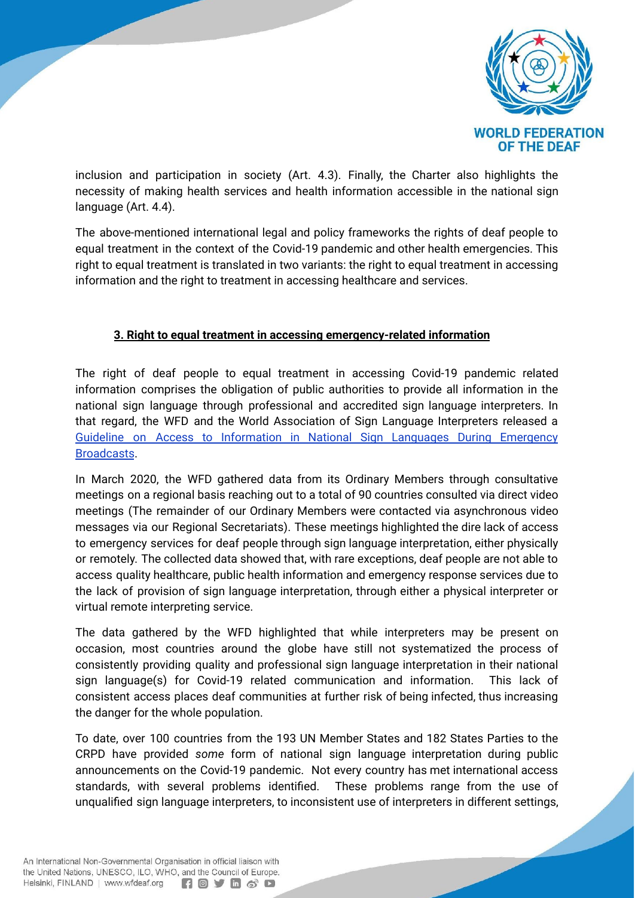inclusion and participation in society (Art. 4.3). Finally, the Charter also highlights the necessity of making health services and health information accessible in the national sign language (Art. 4.4).

The above-mentioned international legal and policy frameworks the rights of deaf people to equal treatment in the context of the Covid-19 pandemic and other health emergencies. This right to equal treatment is translated in two variants: the right to equal treatment in accessing information and the right to treatment in accessing healthcare and services.

## 3. Right to equal treatment in accessing emergency-related information

The right of deaf people to equal treatment in accessing Covid-19 pandemic related information comprises the obligation of public authorities to provide all information in the national sign language through professional and accredited sign language interpreters. In that regard, the WFD and the World Association of Sign Language Interpreters released a Guideline on Access to Information in National Sign Languages During Emergency Broadcasts.

In March 2020, the WFD gathered data from its Ordinary Members through consultative meetings on a regional basis reaching out to a total of 90 countries consulted via direct video meetings (The remainder of our Ordinary Members were contacted via asynchronous video messages via our Regional Secretariats). These meetings highlighted the dire lack of access to emergency services for deaf people through sign language interpretation, either physically or remotely. The collected data showed that, with rare exceptions, deaf people are not able to access quality healthcare, public health information and emergency response services due to the lack of provision of sign language interpretation, through either a physical interpreter or virtual remote interpreting service.

The data gathered by the WFD highlighted that while interpreters may be present on occasion, most countries around the globe have still not systematized the process of consistently providing quality and professional sign language interpretation in their national sign language(s) for Covid-19 related communication and information. This lack of consistent access places deaf communities at further risk of being infected, thus increasing the danger for the whole population.

To date, over 100 countries from the 193 UN Member States and 182 States Parties to the CRPD have provided *some* form of national sign language interpretation during public announcements on the Covid-19 pandemic. Not every country has met international access standards, with several problems identified. These problems range from the use of unqualified sign language interpreters, to inconsistent use of interpreters in different settings,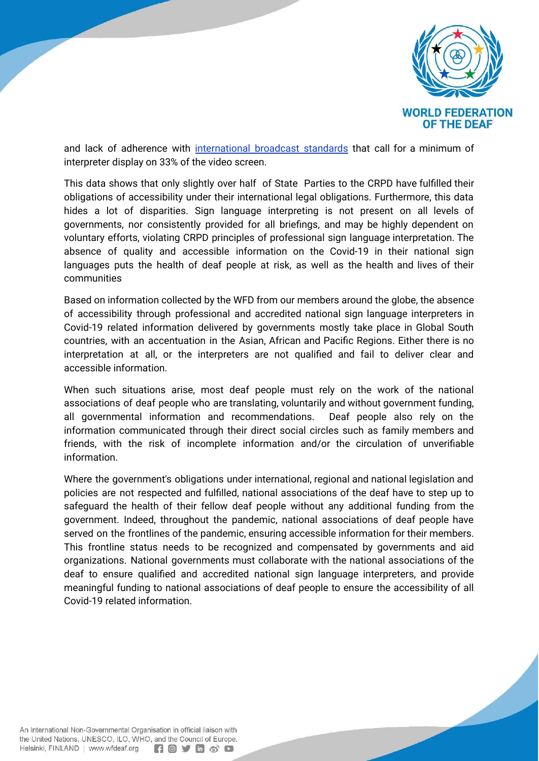and lack of adherence with [international broadcast standards](#) that call for a minimum of interpreter display on 33% of the video screen.

This data shows that only slightly over half of State Parties to the CRPD have fulfilled their obligations of accessibility under their international legal obligations. Furthermore, this data hides a lot of disparities. Sign language interpreting is not present on all levels of governments, nor consistently provided for all briefings, and may be highly dependent on voluntary efforts, violating CRPD principles of professional sign language interpretation. The absence of quality and accessible information on the Covid-19 in their national sign languages puts the health of deaf people at risk, as well as the health and lives of their communities

Based on information collected by the WFD from our members around the globe, the absence of accessibility through professional and accredited national sign language interpreters in Covid-19 related information delivered by governments mostly take place in Global South countries, with an accentuation in the Asian, African and Pacific Regions. Either there is no interpretation at all, or the interpreters are not qualified and fail to deliver clear and accessible information.

When such situations arise, most deaf people must rely on the work of the national associations of deaf people who are translating, voluntarily and without government funding, all governmental information and recommendations. Deaf people also rely on the information communicated through their direct social circles such as family members and friends, with the risk of incomplete information and/or the circulation of unverifiable information.

Where the government's obligations under international, regional and national legislation and policies are not respected and fulfilled, national associations of the deaf have to step up to safeguard the health of their fellow deaf people without any additional funding from the government. Indeed, throughout the pandemic, national associations of deaf people have served on the frontlines of the pandemic, ensuring accessible information for their members. This frontline status needs to be recognized and compensated by governments and aid organizations. National governments must collaborate with the national associations of the deaf to ensure qualified and accredited national sign language interpreters, and provide meaningful funding to national associations of deaf people to ensure the accessibility of all Covid-19 related information.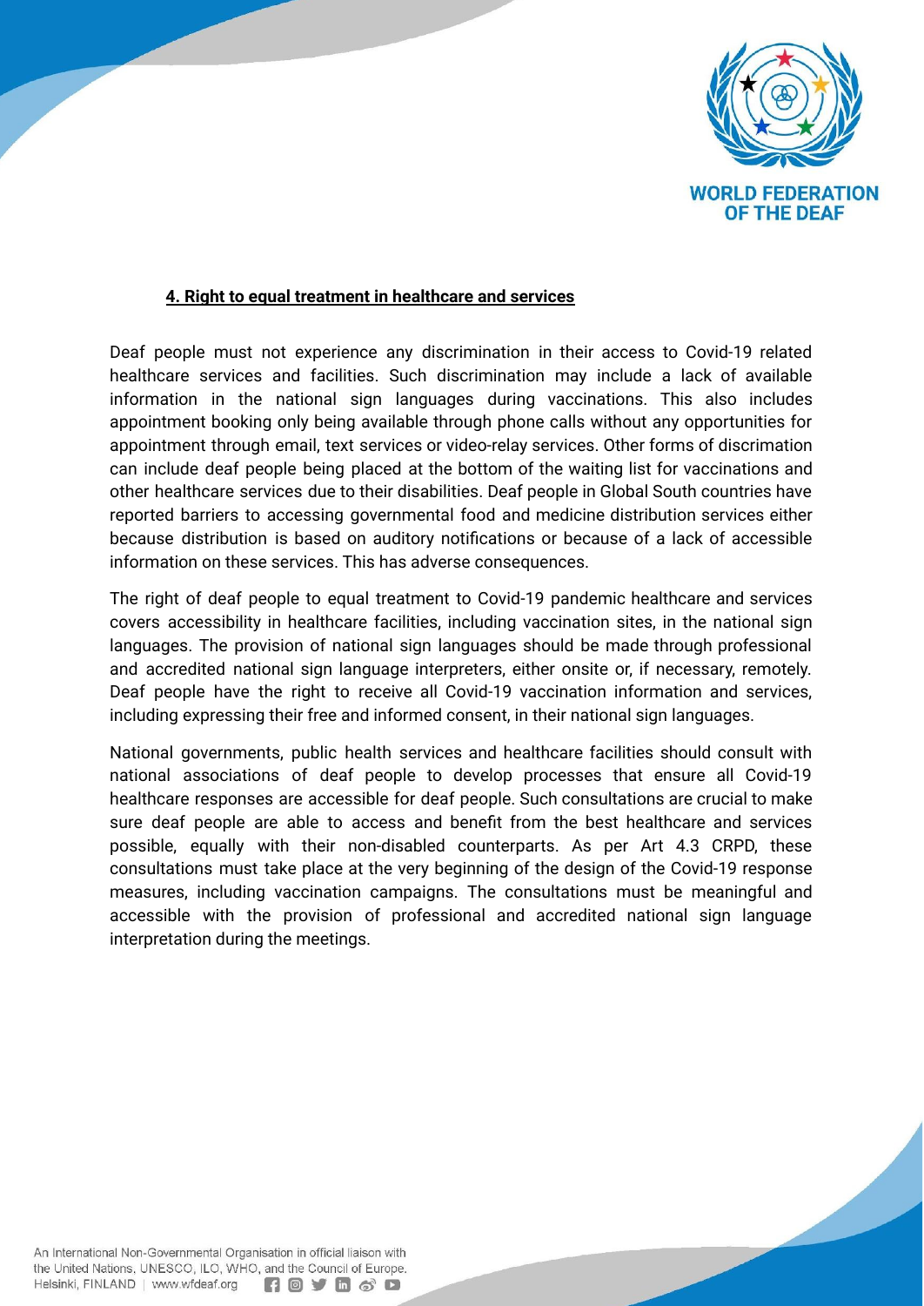**4. Right to equal treatment in healthcare and services**

Deaf people must not experience any discrimination in their access to Covid-19 related healthcare services and facilities. Such discrimination may include a lack of available information in the national sign languages during vaccinations. This also includes appointment booking only being available through phone calls without any opportunities for appointment through email, text services or video-relay services. Other forms of discrimation can include deaf people being placed at the bottom of the waiting list for vaccinations and other healthcare services due to their disabilities. Deaf people in Global South countries have reported barriers to accessing governmental food and medicine distribution services either because distribution is based on auditory notifications or because of a lack of accessible information on these services. This has adverse consequences.

The right of deaf people to equal treatment to Covid-19 pandemic healthcare and services covers accessibility in healthcare facilities, including vaccination sites, in the national sign languages. The provision of national sign languages should be made through professional and accredited national sign language interpreters, either onsite or, if necessary, remotely. Deaf people have the right to receive all Covid-19 vaccination information and services, including expressing their free and informed consent, in their national sign languages.

National governments, public health services and healthcare facilities should consult with national associations of deaf people to develop processes that ensure all Covid-19 healthcare responses are accessible for deaf people. Such consultations are crucial to make sure deaf people are able to access and benefit from the best healthcare and services possible, equally with their non-disabled counterparts. As per Art 4.3 CRPD, these consultations must take place at the very beginning of the design of the Covid-19 response measures, including vaccination campaigns. The consultations must be meaningful and accessible with the provision of professional and accredited national sign language interpretation during the meetings.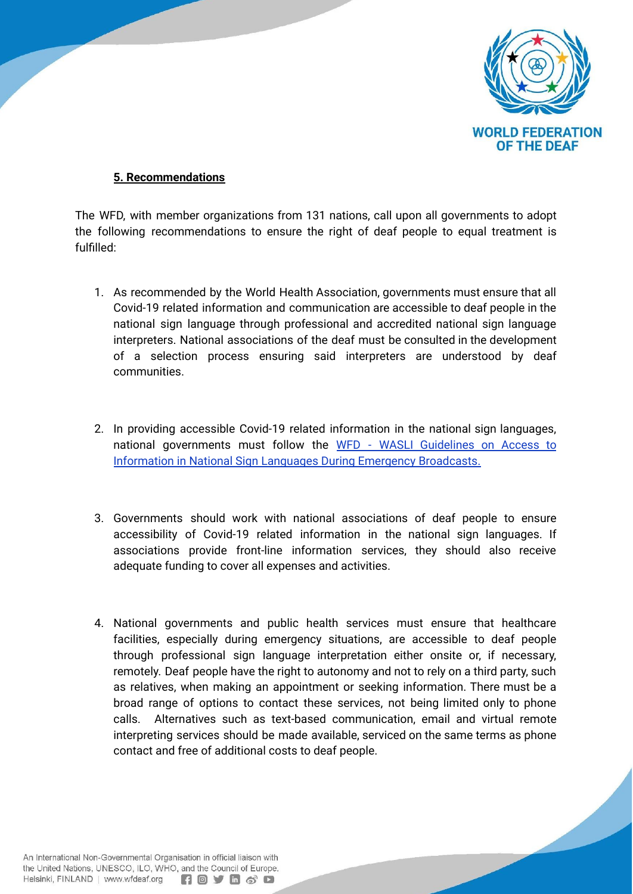**5. Recommendations**

The WFD, with member organizations from 131 nations, call upon all governments to adopt the following recommendations to ensure the right of deaf people to equal treatment is fulfilled:

1. As recommended by the World Health Association, governments must ensure that all Covid-19 related information and communication are accessible to deaf people in the national sign language through professional and accredited national sign language interpreters. National associations of the deaf must be consulted in the development of a selection process ensuring said interpreters are understood by deaf communities.

2. In providing accessible Covid-19 related information in the national sign languages, national governments must follow the WFD - WASLI Guidelines on Access to Information in National Sign Languages During Emergency Broadcasts.

3. Governments should work with national associations of deaf people to ensure accessibility of Covid-19 related information in the national sign languages. If associations provide front-line information services, they should also receive adequate funding to cover all expenses and activities.

4. National governments and public health services must ensure that healthcare facilities, especially during emergency situations, are accessible to deaf people through professional sign language interpretation either onsite or, if necessary, remotely. Deaf people have the right to autonomy and not to rely on a third party, such as relatives, when making an appointment or seeking information. There must be a broad range of options to contact these services, not being limited only to phone calls. Alternatives such as text-based communication, email and virtual remote interpreting services should be made available, serviced on the same terms as phone contact and free of additional costs to deaf people.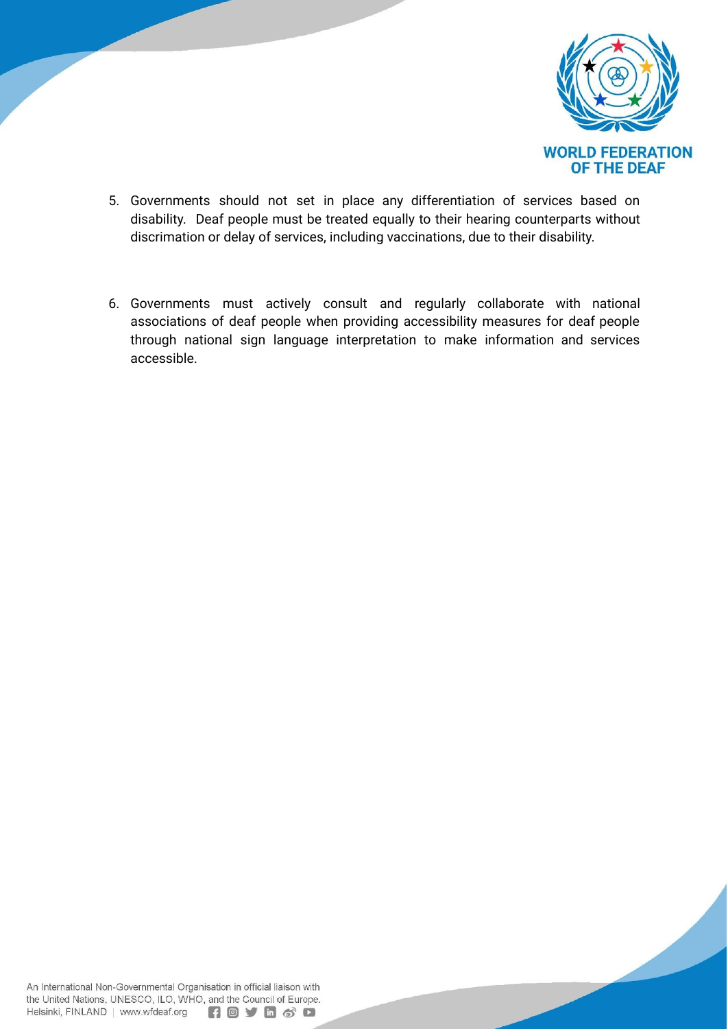5. Governments should not set in place any differentiation of services based on disability. Deaf people must be treated equally to their hearing counterparts without discrimation or delay of services, including vaccinations, due to their disability.

6. Governments must actively consult and regularly collaborate with national associations of deaf people when providing accessibility measures for deaf people through national sign language interpretation to make information and services accessible.